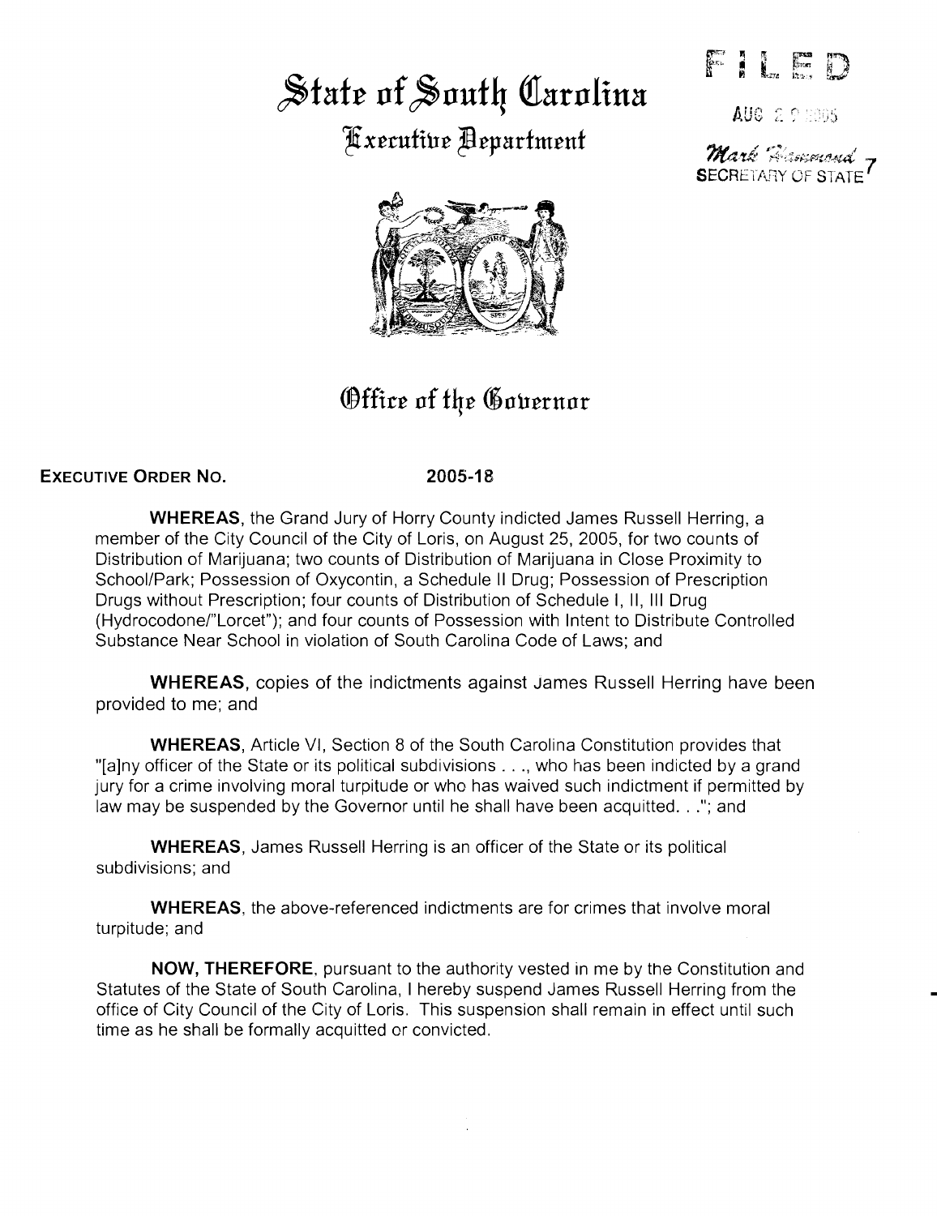# State of South Carolina

## Executive Department

FILED

AUG 29 2005

Mark Hammond
SECRETARY OF STATE

## Office of the Governor

**EXECUTIVE ORDER NO.** **2005-18**

**WHEREAS**, the Grand Jury of Horry County indicted James Russell Herring, a member of the City Council of the City of Loris, on August 25, 2005, for two counts of Distribution of Marijuana; two counts of Distribution of Marijuana in Close Proximity to School/Park; Possession of Oxycontin, a Schedule II Drug; Possession of Prescription Drugs without Prescription; four counts of Distribution of Schedule I, II, III Drug (Hydrocodone/"Lorcet"); and four counts of Possession with Intent to Distribute Controlled Substance Near School in violation of South Carolina Code of Laws; and

**WHEREAS**, copies of the indictments against James Russell Herring have been provided to me; and

**WHEREAS**, Article VI, Section 8 of the South Carolina Constitution provides that "[a]ny officer of the State or its political subdivisions . . ., who has been indicted by a grand jury for a crime involving moral turpitude or who has waived such indictment if permitted by law may be suspended by the Governor until he shall have been acquitted. . ."; and

**WHEREAS**, James Russell Herring is an officer of the State or its political subdivisions; and

**WHEREAS**, the above-referenced indictments are for crimes that involve moral turpitude; and

**NOW, THEREFORE**, pursuant to the authority vested in me by the Constitution and Statutes of the State of South Carolina, I hereby suspend James Russell Herring from the office of City Council of the City of Loris. This suspension shall remain in effect until such time as he shall be formally acquitted or convicted.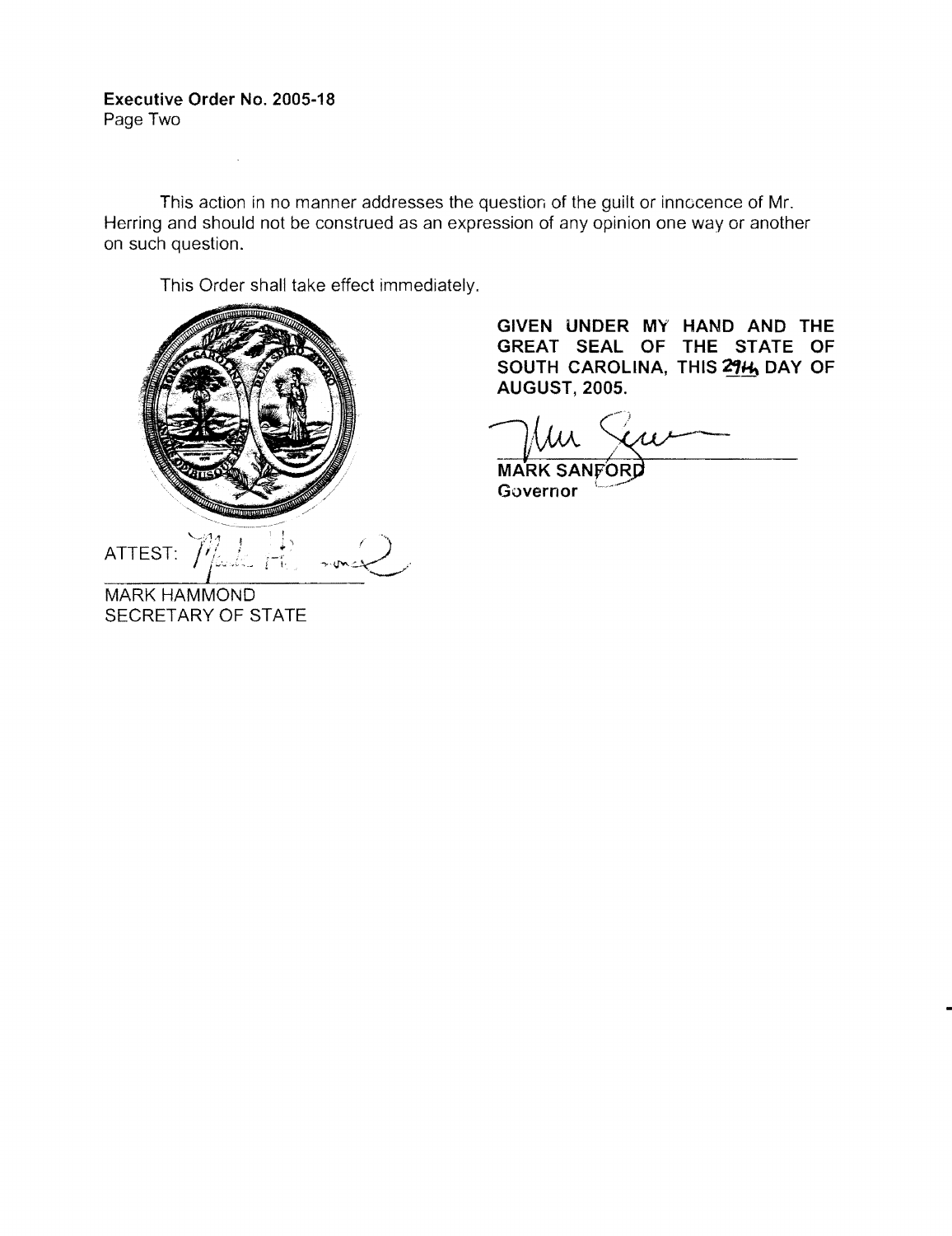**Executive Order No. 2005-18**
Page Two

This action in no manner addresses the question of the guilt or innocence of Mr. Herring and should not be construed as an expression of any opinion one way or another on such question.

This Order shall take effect immediately.

**GIVEN UNDER MY HAND AND THE GREAT SEAL OF THE STATE OF SOUTH CAROLINA, THIS 29th DAY OF AUGUST, 2005.**

**MARK SANFORD**
**Governor**

ATTEST:

MARK HAMMOND
SECRETARY OF STATE